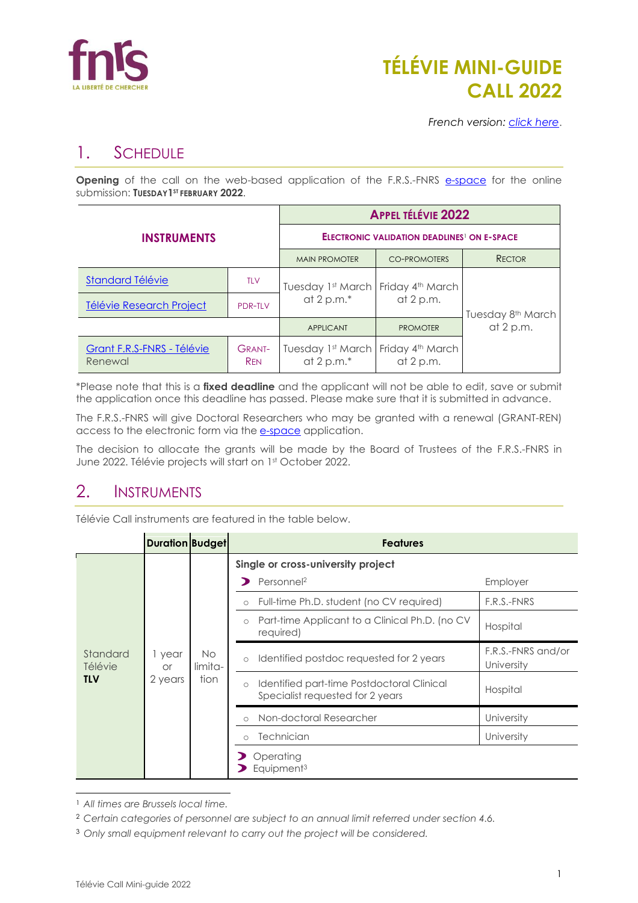# TÉLÉVIE MINI-GUIDE CALL 2022

*French version: click here.*

## 1. SCHEDULE

**Opening** of the call on the web-based application of the F.R.S.-FNRS e-space for the online submission: **TUESDAY 1ST FEBRUARY 2022**.

| INSTRUMENTS | | APPEL TÉLÉVIE 2022 | | |
|---|---|---|---|---|
| | | ELECTRONIC VALIDATION DEADLINES[1] ON E-SPACE | | |
| | | MAIN PROMOTER | CO-PROMOTERS | RECTOR |
| Standard Télévie | TLV | Tuesday 1st March at 2 p.m.* | Friday 4th March at 2 p.m. | Tuesday 8th March at 2 p.m. |
| Télévie Research Project | PDR-TLV | | | |
| | | APPLICANT | PROMOTER | |
| Grant F.R.S-FNRS - Télévie Renewal | GRANT-REN | Tuesday 1st March at 2 p.m.* | Friday 4th March at 2 p.m. | |

*Please note that this is a **fixed deadline** and the applicant will not be able to edit, save or submit the application once this deadline has passed. Please make sure that it is submitted in advance.

The F.R.S.-FNRS will give Doctoral Researchers who may be granted with a renewal (GRANT-REN) access to the electronic form via the e-space application.

The decision to allocate the grants will be made by the Board of Trustees of the F.R.S.-FNRS in June 2022. Télévie projects will start on 1st October 2022.

## 2. INSTRUMENTS

Télévie Call instruments are featured in the table below.

| | Duration | Budget | Features | |
|---|---|---|---|---|
| Standard Télévie **TLV** | 1 year or 2 years | No limitation | **Single or cross-university project** | |
| | | | ➤ Personnel[2] | Employer |
| | | | ○ Full-time Ph.D. student (no CV required) | F.R.S.-FNRS |
| | | | ○ Part-time Applicant to a Clinical Ph.D. (no CV required) | Hospital |
| | | | ○ Identified postdoc requested for 2 years | F.R.S.-FNRS and/or University |
| | | | ○ Identified part-time Postdoctoral Clinical Specialist requested for 2 years | Hospital |
| | | | ○ Non-doctoral Researcher | University |
| | | | ○ Technician | University |
| | | | ➤ Operating<br>➤ Equipment[3] | |

[1] *All times are Brussels local time.*

[2] *Certain categories of personnel are subject to an annual limit referred under section 4.6.*

[3] *Only small equipment relevant to carry out the project will be considered.*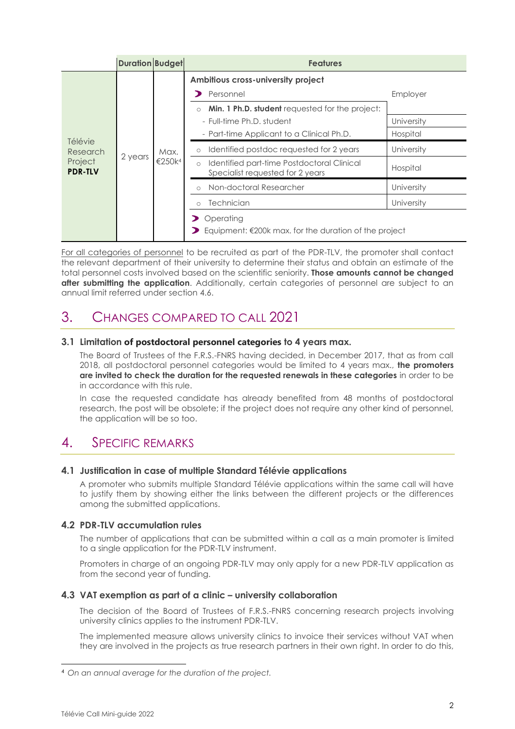| | Duration | Budget | Features | |
|---|---|---|---|---|
| Télévie Research Project **PDR-TLV** | 2 years | Max. €250k[4] | **Ambitious cross-university project** | |
| | | | ➤ Personnel | Employer |
| | | | ○ **Min. 1 Ph.D. student** requested for the project: | |
| | | | - Full-time Ph.D. student | University |
| | | | - Part-time Applicant to a Clinical Ph.D. | Hospital |
| | | | ○ Identified postdoc requested for 2 years | University |
| | | | ○ Identified part-time Postdoctoral Clinical Specialist requested for 2 years | Hospital |
| | | | ○ Non-doctoral Researcher | University |
| | | | ○ Technician | University |
| | | | ➤ Operating<br>➤ Equipment: €200k max. for the duration of the project | |

For all categories of personnel to be recruited as part of the PDR-TLV, the promoter shall contact the relevant department of their university to determine their status and obtain an estimate of the total personnel costs involved based on the scientific seniority. **Those amounts cannot be changed after submitting the application**. Additionally, certain categories of personnel are subject to an annual limit referred under section 4.6.

# 3. Changes compared to call 2021

### 3.1 Limitation **of postdoctoral personnel categories** to 4 years max.

The Board of Trustees of the F.R.S.-FNRS having decided, in December 2017, that as from call 2018, all postdoctoral personnel categories would be limited to 4 years max., **the promoters are invited to check the duration for the requested renewals in these categories** in order to be in accordance with this rule.

In case the requested candidate has already benefited from 48 months of postdoctoral research, the post will be obsolete; if the project does not require any other kind of personnel, the application will be so too.

# 4. Specific remarks

### 4.1 Justification in case of multiple Standard Télévie applications

A promoter who submits multiple Standard Télévie applications within the same call will have to justify them by showing either the links between the different projects or the differences among the submitted applications.

### 4.2 PDR-TLV accumulation rules

The number of applications that can be submitted within a call as a main promoter is limited to a single application for the PDR-TLV instrument.

Promoters in charge of an ongoing PDR-TLV may only apply for a new PDR-TLV application as from the second year of funding.

### 4.3 VAT exemption as part of a clinic – university collaboration

The decision of the Board of Trustees of F.R.S.-FNRS concerning research projects involving university clinics applies to the instrument PDR-TLV.

The implemented measure allows university clinics to invoice their services without VAT when they are involved in the projects as true research partners in their own right. In order to do this,

[4] *On an annual average for the duration of the project.*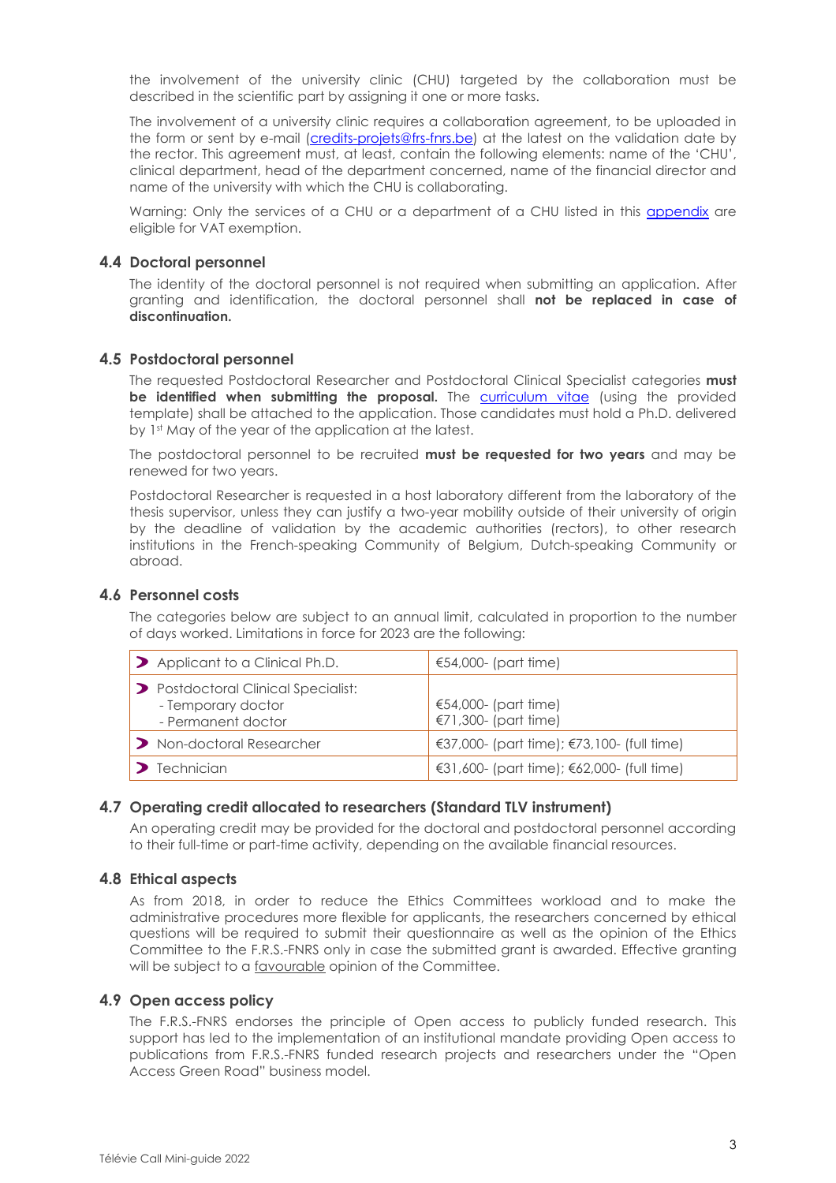the involvement of the university clinic (CHU) targeted by the collaboration must be described in the scientific part by assigning it one or more tasks.

The involvement of a university clinic requires a collaboration agreement, to be uploaded in the form or sent by e-mail (credits-projets@frs-fnrs.be) at the latest on the validation date by the rector. This agreement must, at least, contain the following elements: name of the 'CHU', clinical department, head of the department concerned, name of the financial director and name of the university with which the CHU is collaborating.

Warning: Only the services of a CHU or a department of a CHU listed in this appendix are eligible for VAT exemption.

### 4.4 Doctoral personnel

The identity of the doctoral personnel is not required when submitting an application. After granting and identification, the doctoral personnel shall **not be replaced in case of discontinuation.**

### 4.5 Postdoctoral personnel

The requested Postdoctoral Researcher and Postdoctoral Clinical Specialist categories **must be identified when submitting the proposal.** The curriculum vitae (using the provided template) shall be attached to the application. Those candidates must hold a Ph.D. delivered by 1st May of the year of the application at the latest.

The postdoctoral personnel to be recruited **must be requested for two years** and may be renewed for two years.

Postdoctoral Researcher is requested in a host laboratory different from the laboratory of the thesis supervisor, unless they can justify a two-year mobility outside of their university of origin by the deadline of validation by the academic authorities (rectors), to other research institutions in the French-speaking Community of Belgium, Dutch-speaking Community or abroad.

### 4.6 Personnel costs

The categories below are subject to an annual limit, calculated in proportion to the number of days worked. Limitations in force for 2023 are the following:

| Category | Limit |
|---|---|
| Applicant to a Clinical Ph.D. | €54,000- (part time) |
| Postdoctoral Clinical Specialist:<br>- Temporary doctor<br>- Permanent doctor | <br>€54,000- (part time)<br>€71,300- (part time) |
| Non-doctoral Researcher | €37,000- (part time); €73,100- (full time) |
| Technician | €31,600- (part time); €62,000- (full time) |

### 4.7 Operating credit allocated to researchers (Standard TLV instrument)

An operating credit may be provided for the doctoral and postdoctoral personnel according to their full-time or part-time activity, depending on the available financial resources.

### 4.8 Ethical aspects

As from 2018, in order to reduce the Ethics Committees workload and to make the administrative procedures more flexible for applicants, the researchers concerned by ethical questions will be required to submit their questionnaire as well as the opinion of the Ethics Committee to the F.R.S.-FNRS only in case the submitted grant is awarded. Effective granting will be subject to a favourable opinion of the Committee.

### 4.9 Open access policy

The F.R.S.-FNRS endorses the principle of Open access to publicly funded research. This support has led to the implementation of an institutional mandate providing Open access to publications from F.R.S.-FNRS funded research projects and researchers under the "Open Access Green Road" business model.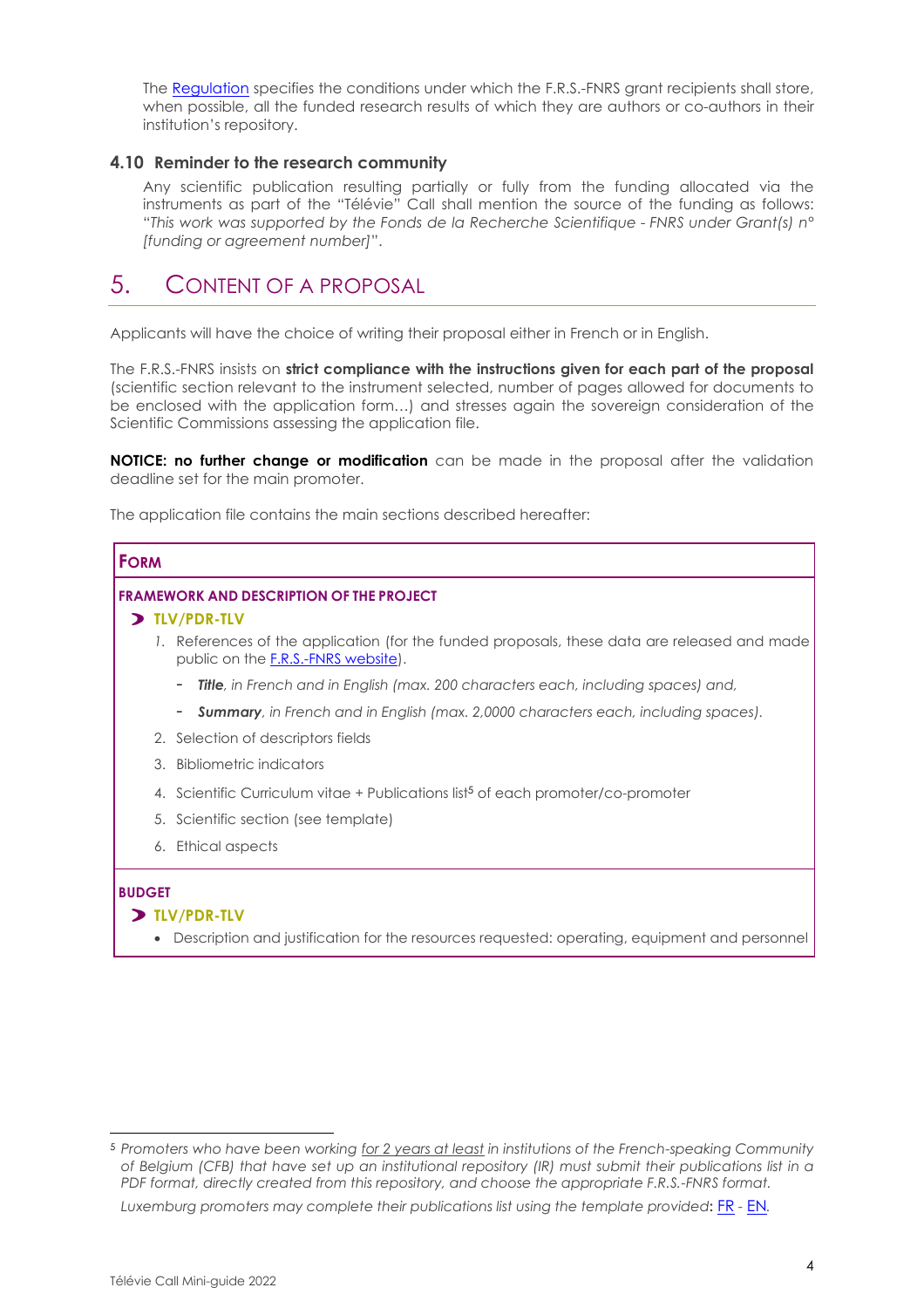The [Regulation](#) specifies the conditions under which the F.R.S.-FNRS grant recipients shall store, when possible, all the funded research results of which they are authors or co-authors in their institution's repository.

### 4.10 Reminder to the research community

Any scientific publication resulting partially or fully from the funding allocated via the instruments as part of the "Télévie" Call shall mention the source of the funding as follows: "*This work was supported by the Fonds de la Recherche Scientifique - FNRS under Grant(s) n° [funding or agreement number]*".

## 5. Content of a proposal

Applicants will have the choice of writing their proposal either in French or in English.

The F.R.S.-FNRS insists on **strict compliance with the instructions given for each part of the proposal** (scientific section relevant to the instrument selected, number of pages allowed for documents to be enclosed with the application form…) and stresses again the sovereign consideration of the Scientific Commissions assessing the application file.

**NOTICE: no further change or modification** can be made in the proposal after the validation deadline set for the main promoter.

The application file contains the main sections described hereafter:

### FORM

**FRAMEWORK AND DESCRIPTION OF THE PROJECT**

**TLV/PDR-TLV**

1. References of the application (for the funded proposals, these data are released and made public on the [F.R.S.-FNRS website](#)).
   - ***Title****, in French and in English (max. 200 characters each, including spaces) and,*
   - ***Summary****, in French and in English (max. 2,0000 characters each, including spaces).*
2. Selection of descriptors fields
3. Bibliometric indicators
4. Scientific Curriculum vitae + Publications list[5] of each promoter/co-promoter
5. Scientific section (see template)
6. Ethical aspects

**BUDGET**

**TLV/PDR-TLV**

- Description and justification for the resources requested: operating, equipment and personnel

---

[5] *Promoters who have been working for 2 years at least in institutions of the French-speaking Community of Belgium (CFB) that have set up an institutional repository (IR) must submit their publications list in a PDF format, directly created from this repository, and choose the appropriate F.R.S.-FNRS format.*

*Luxemburg promoters may complete their publications list using the template provided*: [FR](#) - [EN](#).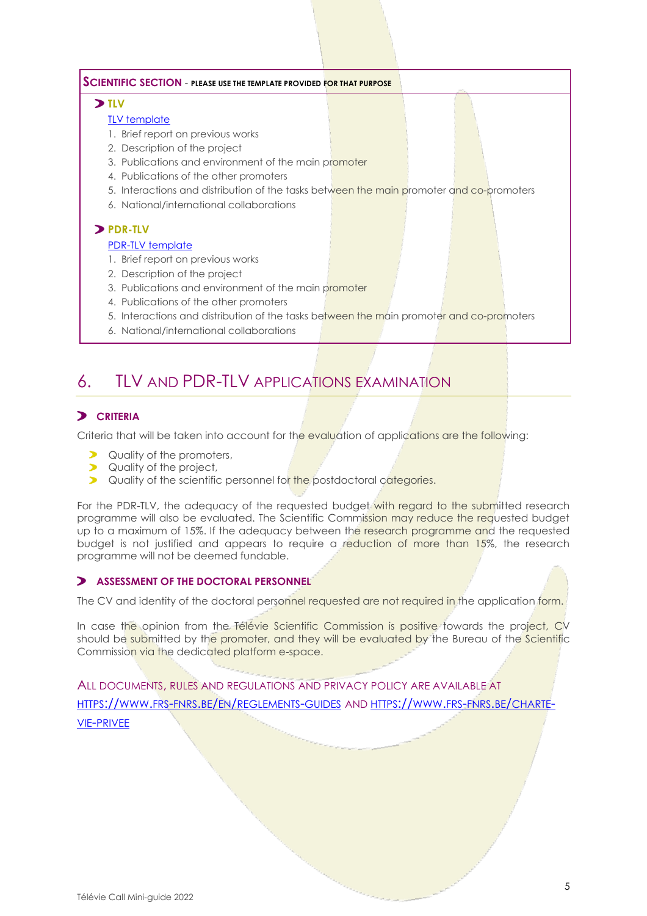**SCIENTIFIC SECTION** - **PLEASE USE THE TEMPLATE PROVIDED FOR THAT PURPOSE**

**TLV**

TLV template

1. Brief report on previous works
2. Description of the project
3. Publications and environment of the main promoter
4. Publications of the other promoters
5. Interactions and distribution of the tasks between the main promoter and co-promoters
6. National/international collaborations

**PDR-TLV**

PDR-TLV template

1. Brief report on previous works
2. Description of the project
3. Publications and environment of the main promoter
4. Publications of the other promoters
5. Interactions and distribution of the tasks between the main promoter and co-promoters
6. National/international collaborations

## 6. TLV AND PDR-TLV APPLICATIONS EXAMINATION

### CRITERIA

Criteria that will be taken into account for the evaluation of applications are the following:

- Quality of the promoters,
- Quality of the project,
- Quality of the scientific personnel for the postdoctoral categories.

For the PDR-TLV, the adequacy of the requested budget with regard to the submitted research programme will also be evaluated. The Scientific Commission may reduce the requested budget up to a maximum of 15%. If the adequacy between the research programme and the requested budget is not justified and appears to require a reduction of more than 15%, the research programme will not be deemed fundable.

### ASSESSMENT OF THE DOCTORAL PERSONNEL

The CV and identity of the doctoral personnel requested are not required in the application form.

In case the opinion from the Télévie Scientific Commission is positive towards the project, CV should be submitted by the promoter, and they will be evaluated by the Bureau of the Scientific Commission via the dedicated platform e-space.

ALL DOCUMENTS, RULES AND REGULATIONS AND PRIVACY POLICY ARE AVAILABLE AT HTTPS://WWW.FRS-FNRS.BE/EN/REGLEMENTS-GUIDES AND HTTPS://WWW.FRS-FNRS.BE/CHARTE-VIE-PRIVEE